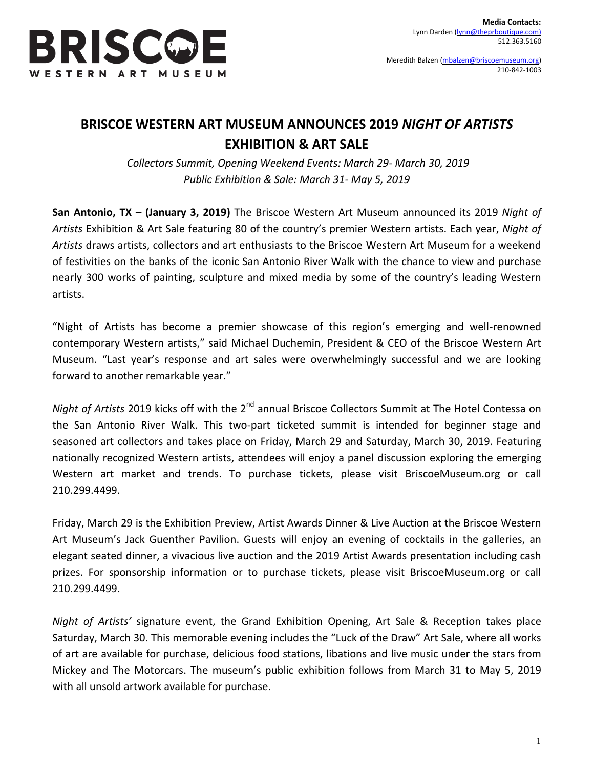**BRISCOE**
**WESTERN ART MUSEUM**

**Media Contacts:**
Lynn Darden (lynn@theprboutique.com)
512.363.5160

Meredith Balzen (mbalzen@briscoemuseum.org)
210-842-1003

# BRISCOE WESTERN ART MUSEUM ANNOUNCES 2019 *NIGHT OF ARTISTS* EXHIBITION & ART SALE

*Collectors Summit, Opening Weekend Events: March 29- March 30, 2019*
*Public Exhibition & Sale: March 31- May 5, 2019*

**San Antonio, TX – (January 3, 2019)** The Briscoe Western Art Museum announced its 2019 *Night of Artists* Exhibition & Art Sale featuring 80 of the country's premier Western artists. Each year, *Night of Artists* draws artists, collectors and art enthusiasts to the Briscoe Western Art Museum for a weekend of festivities on the banks of the iconic San Antonio River Walk with the chance to view and purchase nearly 300 works of painting, sculpture and mixed media by some of the country's leading Western artists.

"Night of Artists has become a premier showcase of this region's emerging and well-renowned contemporary Western artists," said Michael Duchemin, President & CEO of the Briscoe Western Art Museum. "Last year's response and art sales were overwhelmingly successful and we are looking forward to another remarkable year."

*Night of Artists* 2019 kicks off with the 2nd annual Briscoe Collectors Summit at The Hotel Contessa on the San Antonio River Walk. This two-part ticketed summit is intended for beginner stage and seasoned art collectors and takes place on Friday, March 29 and Saturday, March 30, 2019. Featuring nationally recognized Western artists, attendees will enjoy a panel discussion exploring the emerging Western art market and trends. To purchase tickets, please visit BriscoeMuseum.org or call 210.299.4499.

Friday, March 29 is the Exhibition Preview, Artist Awards Dinner & Live Auction at the Briscoe Western Art Museum's Jack Guenther Pavilion. Guests will enjoy an evening of cocktails in the galleries, an elegant seated dinner, a vivacious live auction and the 2019 Artist Awards presentation including cash prizes. For sponsorship information or to purchase tickets, please visit BriscoeMuseum.org or call 210.299.4499.

*Night of Artists'* signature event, the Grand Exhibition Opening, Art Sale & Reception takes place Saturday, March 30. This memorable evening includes the "Luck of the Draw" Art Sale, where all works of art are available for purchase, delicious food stations, libations and live music under the stars from Mickey and The Motorcars. The museum's public exhibition follows from March 31 to May 5, 2019 with all unsold artwork available for purchase.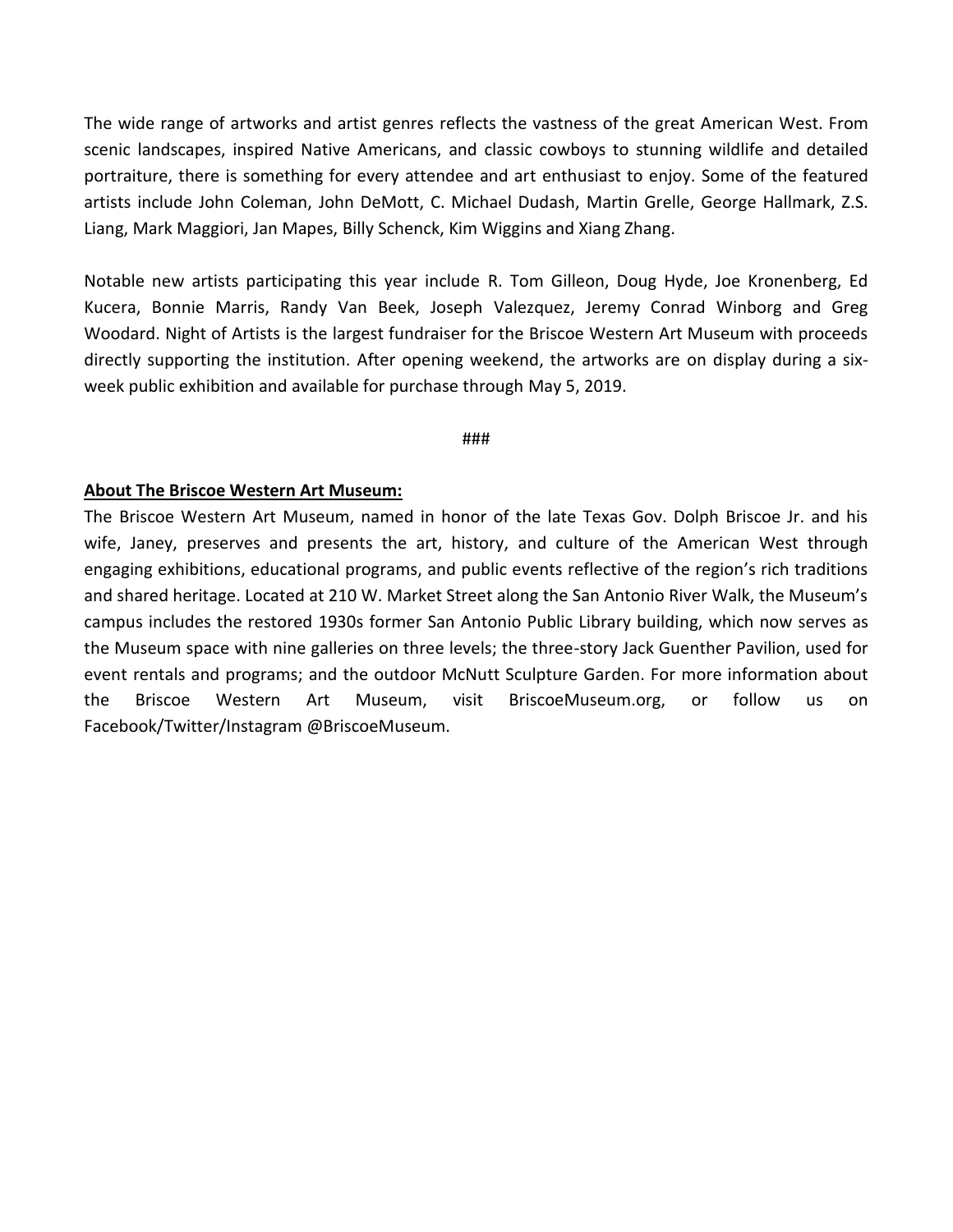The wide range of artworks and artist genres reflects the vastness of the great American West. From scenic landscapes, inspired Native Americans, and classic cowboys to stunning wildlife and detailed portraiture, there is something for every attendee and art enthusiast to enjoy. Some of the featured artists include John Coleman, John DeMott, C. Michael Dudash, Martin Grelle, George Hallmark, Z.S. Liang, Mark Maggiori, Jan Mapes, Billy Schenck, Kim Wiggins and Xiang Zhang.

Notable new artists participating this year include R. Tom Gilleon, Doug Hyde, Joe Kronenberg, Ed Kucera, Bonnie Marris, Randy Van Beek, Joseph Valezquez, Jeremy Conrad Winborg and Greg Woodard. Night of Artists is the largest fundraiser for the Briscoe Western Art Museum with proceeds directly supporting the institution. After opening weekend, the artworks are on display during a six-week public exhibition and available for purchase through May 5, 2019.

###

**About The Briscoe Western Art Museum:**

The Briscoe Western Art Museum, named in honor of the late Texas Gov. Dolph Briscoe Jr. and his wife, Janey, preserves and presents the art, history, and culture of the American West through engaging exhibitions, educational programs, and public events reflective of the region's rich traditions and shared heritage. Located at 210 W. Market Street along the San Antonio River Walk, the Museum's campus includes the restored 1930s former San Antonio Public Library building, which now serves as the Museum space with nine galleries on three levels; the three-story Jack Guenther Pavilion, used for event rentals and programs; and the outdoor McNutt Sculpture Garden. For more information about the Briscoe Western Art Museum, visit BriscoeMuseum.org, or follow us on Facebook/Twitter/Instagram @BriscoeMuseum.